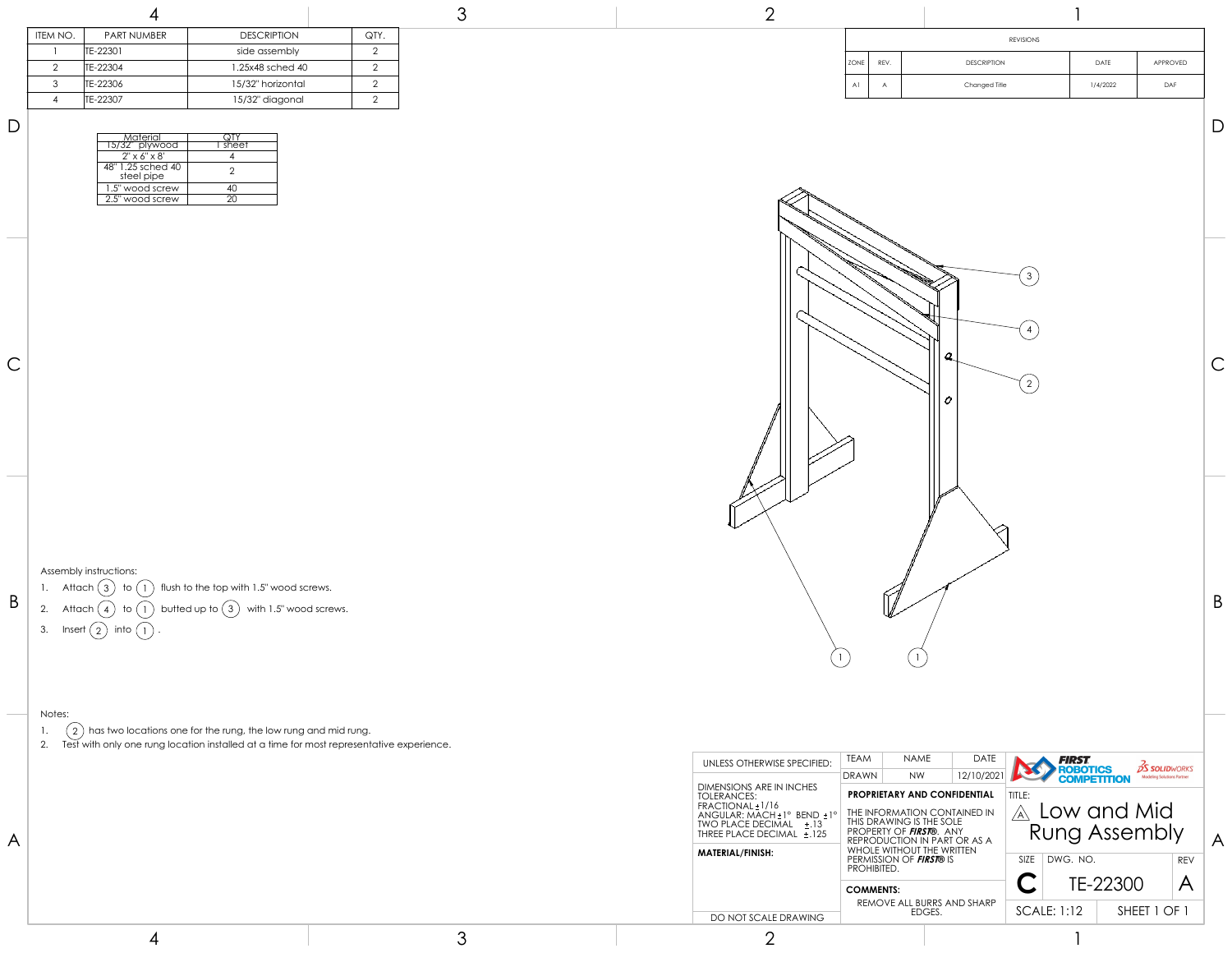| ITEM NO. | PART NUMBER | DESCRIPTION | QTY. |
|---|---|---|---|
| 1 | TE-22301 | side assembly | 2 |
| 2 | TE-22304 | 1.25x48 sched 40 | 2 |
| 3 | TE-22306 | 15/32" horizontal | 2 |
| 4 | TE-22307 | 15/32" diagonal | 2 |

| REVISIONS | | | | |
|---|---|---|---|---|
| ZONE | REV. | DESCRIPTION | DATE | APPROVED |
| A1 | A | Changed Title | 1/4/2022 | DAF |

| Material | QTY |
|---|---|
| 15/32" plywood | 1 sheet |
| 2" x 6" x 8' | 4 |
| 48" 1.25 sched 40 steel pipe | 2 |
| 1.5" wood screw | 40 |
| 2.5" wood screw | 20 |

Assembly instructions:

1. Attach (3) to (1) flush to the top with 1.5" wood screws.
2. Attach (4) to (1) butted up to (3) with 1.5" wood screws.
3. Insert (2) into (1).

Notes:

1. (2) has two locations one for the rung, the low rung and mid rung.
2. Test with only one rung location installed at a time for most representative experience.

UNLESS OTHERWISE SPECIFIED:

DIMENSIONS ARE IN INCHES
TOLERANCES:
FRACTIONAL ±1/16
ANGULAR: MACH ±1° BEND ±1°
TWO PLACE DECIMAL ±.13
THREE PLACE DECIMAL ±.125

MATERIAL/FINISH:

DO NOT SCALE DRAWING

| TEAM | NAME | DATE |
|---|---|---|
| DRAWN | NW | 12/10/2021 |

**PROPRIETARY AND CONFIDENTIAL**

THE INFORMATION CONTAINED IN THIS DRAWING IS THE SOLE PROPERTY OF ***FIRST***®. ANY REPRODUCTION IN PART OR AS A WHOLE WITHOUT THE WRITTEN PERMISSION OF ***FIRST***® IS PROHIBITED.

**COMMENTS:**

REMOVE ALL BURRS AND SHARP EDGES.

TITLE: (A) Low and Mid Rung Assembly

SIZE: C | DWG. NO.: TE-22300 | REV: A

SCALE: 1:12 | SHEET 1 OF 1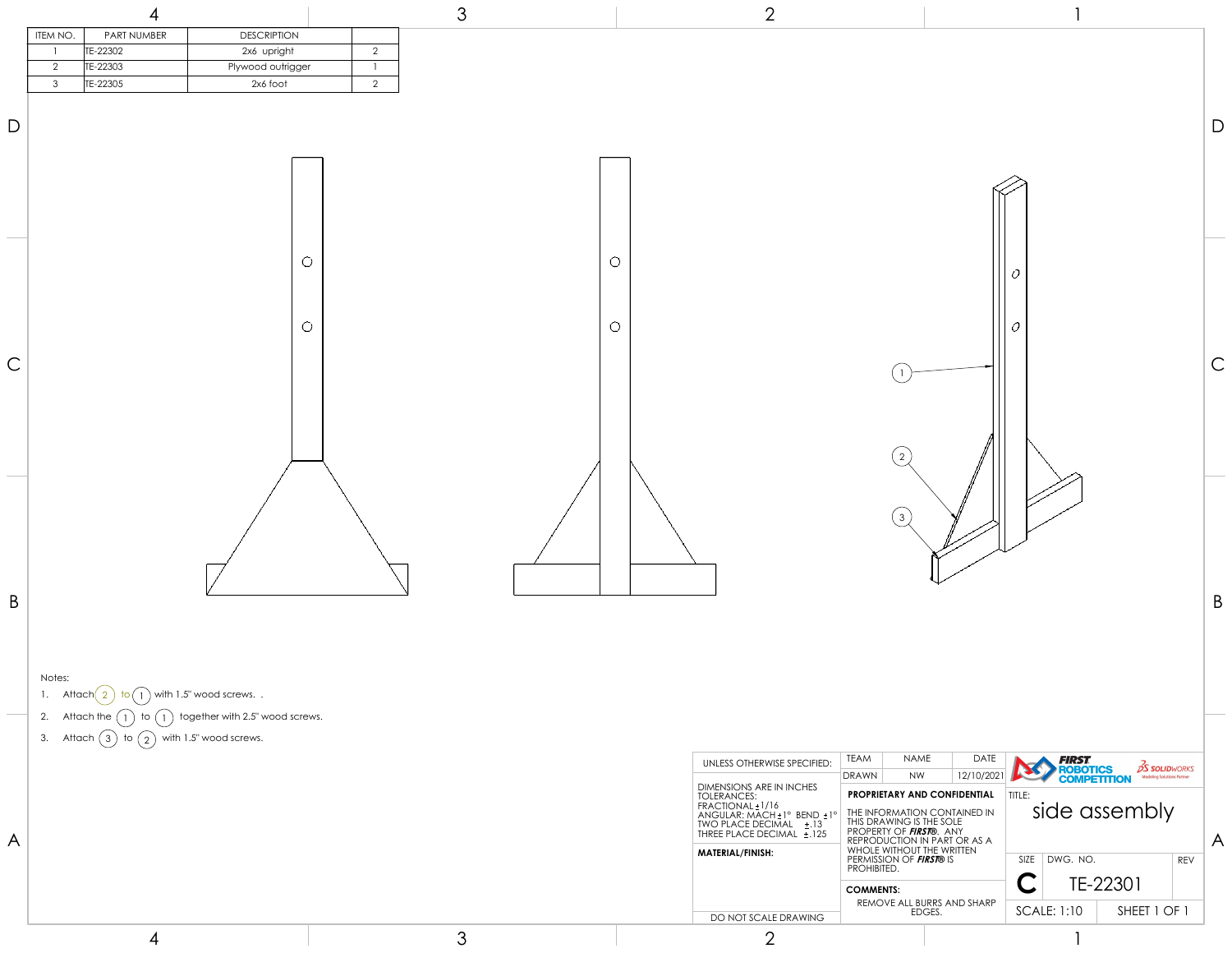| ITEM NO. | PART NUMBER | DESCRIPTION | |
|---|---|---|---|
| 1 | TE-22302 | 2x6 upright | 2 |
| 2 | TE-22303 | Plywood outrigger | 1 |
| 3 | TE-22305 | 2x6 foot | 2 |

Notes:

1. Attach (2) to (1) with 1.5" wood screws. .
2. Attach the (1) to (1) together with 2.5" wood screws.
3. Attach (3) to (2) with 1.5" wood screws.

| UNLESS OTHERWISE SPECIFIED: | TEAM | NAME | DATE |
|---|---|---|---|
| | DRAWN | NW | 12/10/2021 |

DIMENSIONS ARE IN INCHES
TOLERANCES:
FRACTIONAL ±1/16
ANGULAR: MACH ±1° BEND ±1°
TWO PLACE DECIMAL ±.13
THREE PLACE DECIMAL ±.125

**MATERIAL/FINISH:**

DO NOT SCALE DRAWING

**PROPRIETARY AND CONFIDENTIAL**

THE INFORMATION CONTAINED IN THIS DRAWING IS THE SOLE PROPERTY OF ***FIRST®***. ANY REPRODUCTION IN PART OR AS A WHOLE WITHOUT THE WRITTEN PERMISSION OF ***FIRST®*** IS PROHIBITED.

**COMMENTS:**
REMOVE ALL BURRS AND SHARP EDGES.

FIRST ROBOTICS COMPETITION — SOLIDWORKS

TITLE: side assembly

| SIZE | DWG. NO. | REV |
|---|---|---|
| C | TE-22301 | |

SCALE: 1:10 — SHEET 1 OF 1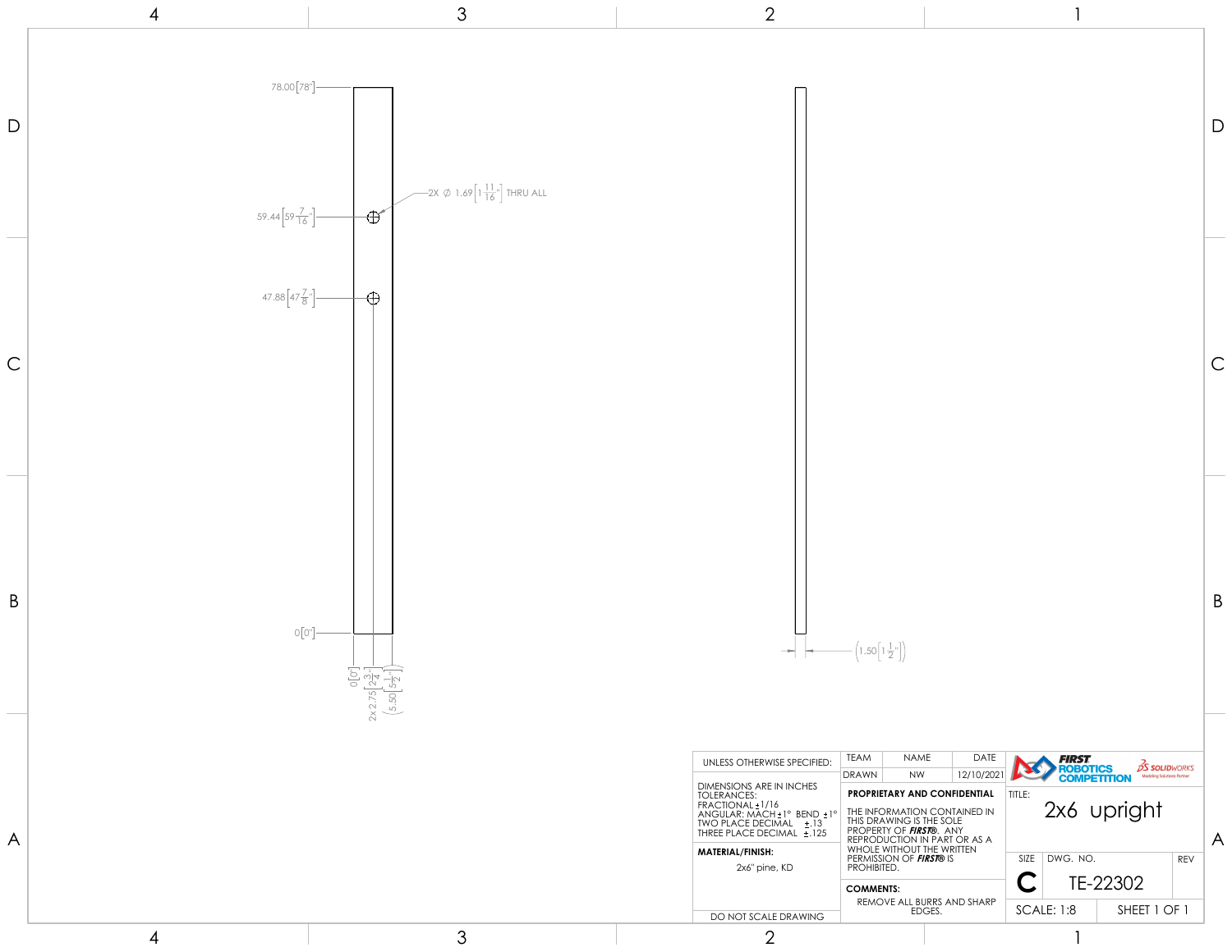78.00 [78"]

59.44 [59 7/16"]

47.88 [47 7/8"]

0 [0"]

2X ⌀ 1.69 [1 11/16"] THRU ALL

0 [0"]

2x 2.75 [2 3/4"]

(5.50 [5 1/2"])

(1.50 [1 1/2"])

| UNLESS OTHERWISE SPECIFIED: | TEAM | NAME | DATE | |
|---|---|---|---|---|
| | DRAWN | NW | 12/10/2021 | |

DIMENSIONS ARE IN INCHES
TOLERANCES:
FRACTIONAL ±1/16
ANGULAR: MACH ±1° BEND ±1°
TWO PLACE DECIMAL ±.13
THREE PLACE DECIMAL ±.125

**MATERIAL/FINISH:**
2x6" pine, KD

DO NOT SCALE DRAWING

**PROPRIETARY AND CONFIDENTIAL**

THE INFORMATION CONTAINED IN THIS DRAWING IS THE SOLE PROPERTY OF ***FIRST***®. ANY REPRODUCTION IN PART OR AS A WHOLE WITHOUT THE WRITTEN PERMISSION OF ***FIRST***® IS PROHIBITED.

**COMMENTS:**
REMOVE ALL BURRS AND SHARP EDGES.

FIRST ROBOTICS COMPETITION

SOLIDWORKS Modeling Solutions Partner

TITLE:
2x6 upright

| SIZE | DWG. NO. | REV |
|---|---|---|
| C | TE-22302 | |
| SCALE: 1:8 | SHEET 1 OF 1 | |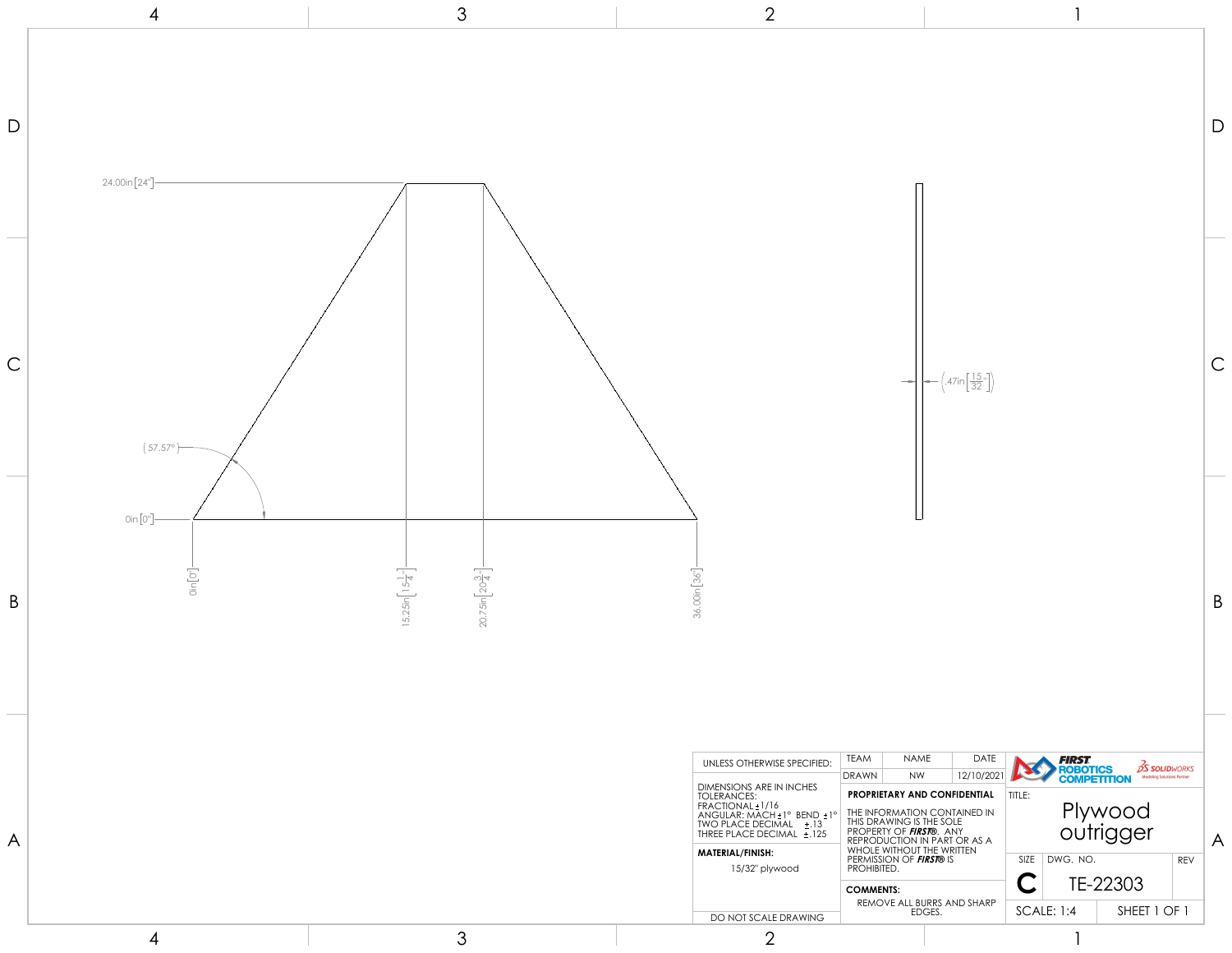24.00in [24"]

(57.57°)

0in [0"]

0in [0"]

15.25in [$15\frac{1}{4}$"]

20.75in [$20\frac{3}{4}$"]

36.00in [36"]

(.47in [$\frac{15}{32}$"])

| UNLESS OTHERWISE SPECIFIED: | TEAM | NAME | DATE |
|---|---|---|---|
| | DRAWN | NW | 12/10/2021 |

DIMENSIONS ARE IN INCHES
TOLERANCES:
FRACTIONAL ±1/16
ANGULAR: MACH ±1° BEND ±1°
TWO PLACE DECIMAL ±.13
THREE PLACE DECIMAL ±.125

**MATERIAL/FINISH:**
15/32" plywood

DO NOT SCALE DRAWING

**PROPRIETARY AND CONFIDENTIAL**

THE INFORMATION CONTAINED IN THIS DRAWING IS THE SOLE PROPERTY OF ***FIRST***®. ANY REPRODUCTION IN PART OR AS A WHOLE WITHOUT THE WRITTEN PERMISSION OF ***FIRST***® IS PROHIBITED.

**COMMENTS:**
REMOVE ALL BURRS AND SHARP EDGES.

*FIRST* ROBOTICS COMPETITION — SOLIDWORKS Modeling Solutions Partner

TITLE:
# Plywood outrigger

| SIZE | DWG. NO. | REV |
|---|---|---|
| C | TE-22303 | |
| SCALE: 1:4 | SHEET 1 OF 1 | |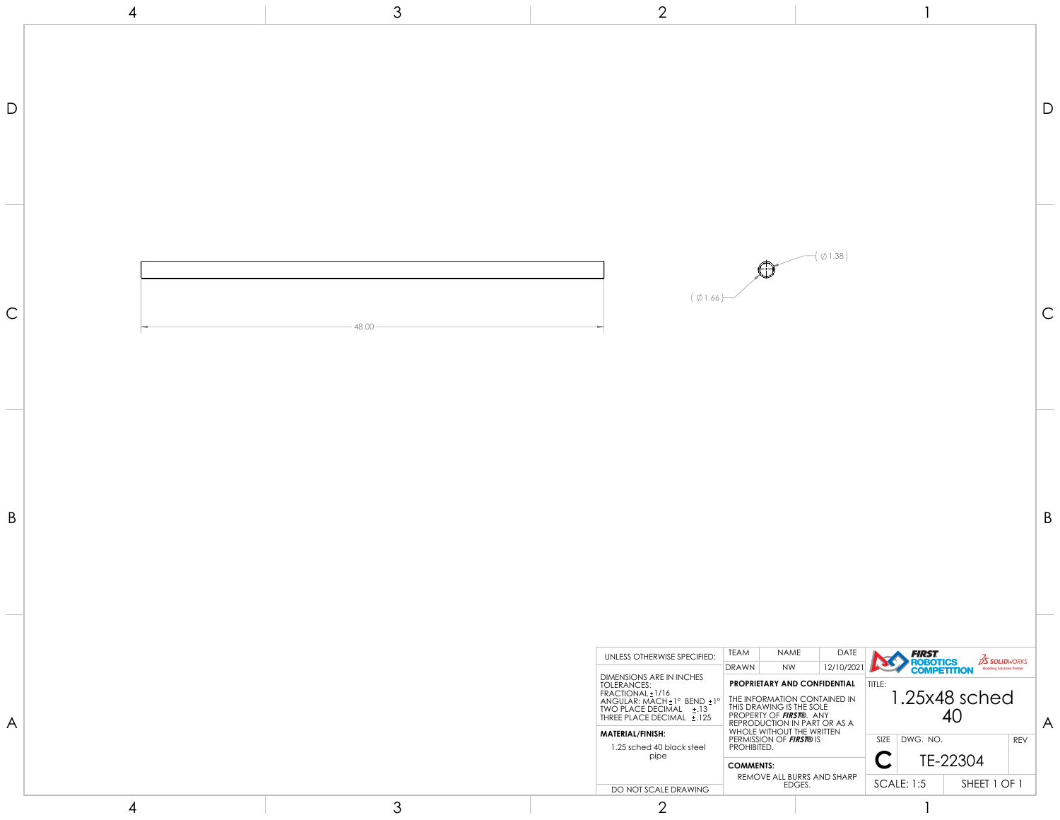48.00

( ∅1.66 )

( ∅1.38 )

| UNLESS OTHERWISE SPECIFIED: | TEAM | NAME | DATE |
|---|---|---|---|
| | DRAWN | NW | 12/10/2021 |

DIMENSIONS ARE IN INCHES
TOLERANCES:
FRACTIONAL ±1/16
ANGULAR: MACH ±1° BEND ±1°
TWO PLACE DECIMAL ±.13
THREE PLACE DECIMAL ±.125

**MATERIAL/FINISH:**

1.25 sched 40 black steel pipe

DO NOT SCALE DRAWING

**PROPRIETARY AND CONFIDENTIAL**

THE INFORMATION CONTAINED IN THIS DRAWING IS THE SOLE PROPERTY OF ***FIRST***®. ANY REPRODUCTION IN PART OR AS A WHOLE WITHOUT THE WRITTEN PERMISSION OF ***FIRST***® IS PROHIBITED.

**COMMENTS:**

REMOVE ALL BURRS AND SHARP EDGES.

FIRST ROBOTICS COMPETITION

SOLIDWORKS Modeling Solutions Partner

TITLE:

1.25x48 sched 40

| SIZE | DWG. NO. | REV |
|---|---|---|
| C | TE-22304 | |

SCALE: 1:5 | SHEET 1 OF 1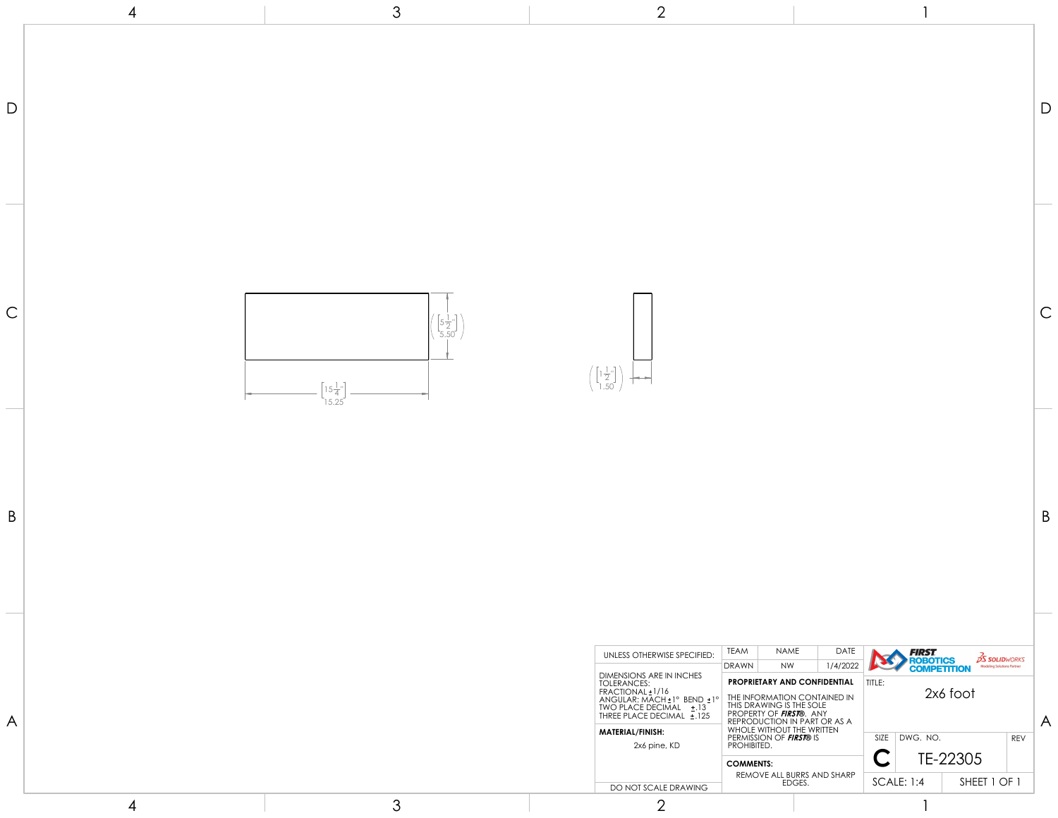$15\frac{1}{4}$ (15.25)

$5\frac{1}{2}$ (5.50)

$1\frac{1}{2}$ (1.50)

| UNLESS OTHERWISE SPECIFIED: | TEAM | NAME | DATE | FIRST ROBOTICS COMPETITION / SOLIDWORKS |
|---|---|---|---|---|
| | DRAWN | NW | 1/4/2022 | |
| DIMENSIONS ARE IN INCHES<br>TOLERANCES:<br>FRACTIONAL ±1/16<br>ANGULAR: MACH ±1° BEND ±1°<br>TWO PLACE DECIMAL ±.13<br>THREE PLACE DECIMAL ±.125 | **PROPRIETARY AND CONFIDENTIAL**<br>THE INFORMATION CONTAINED IN THIS DRAWING IS THE SOLE PROPERTY OF ***FIRST***®. ANY REPRODUCTION IN PART OR AS A WHOLE WITHOUT THE WRITTEN PERMISSION OF ***FIRST***® IS PROHIBITED. | | | TITLE: 2x6 foot |
| **MATERIAL/FINISH:**<br>2x6 pine, KD | | | | SIZE: C — DWG. NO. TE-22305 — REV |
| DO NOT SCALE DRAWING | **COMMENTS:**<br>REMOVE ALL BURRS AND SHARP EDGES. | | | SCALE: 1:4 — SHEET 1 OF 1 |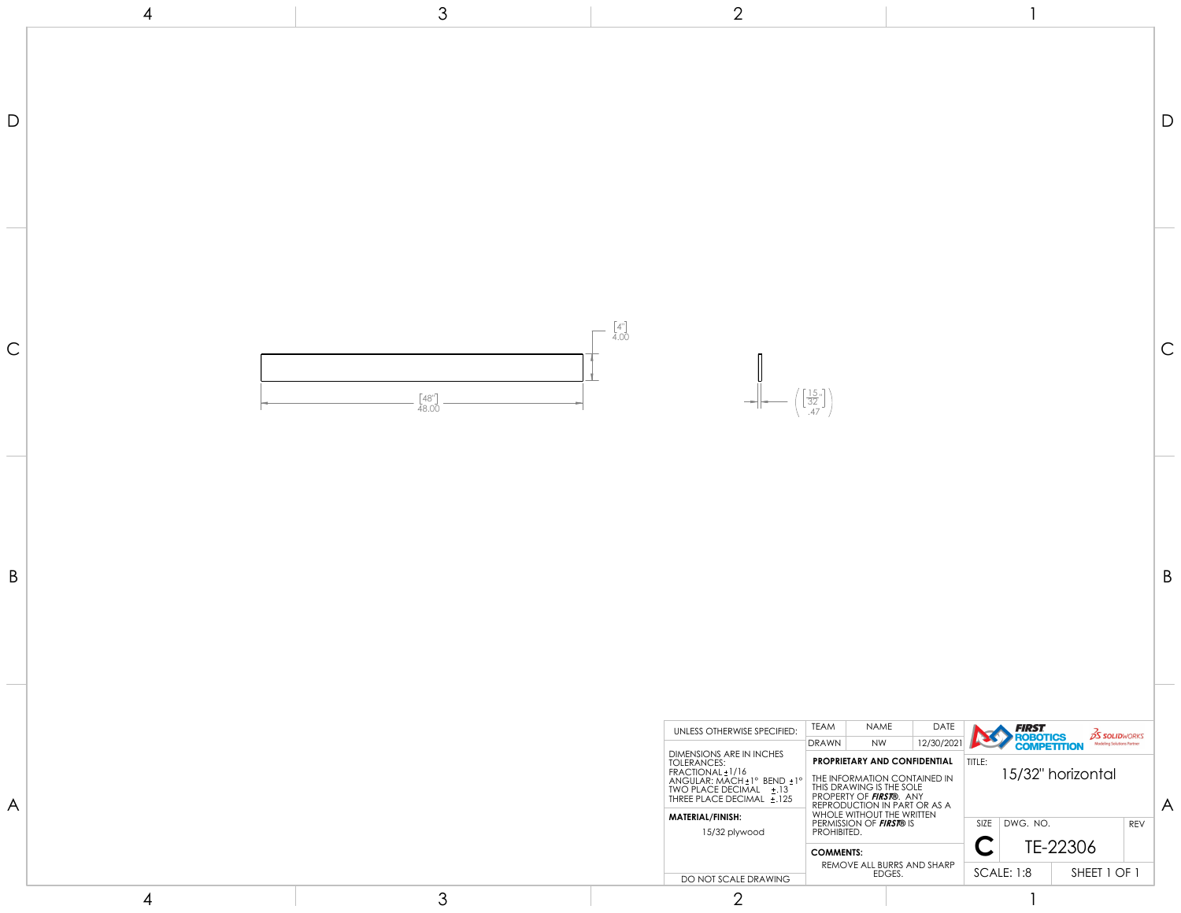[4"]
4.00

[48"]
48.00

$\left(\left[\frac{15}{32}"\right] .47\right)$

| UNLESS OTHERWISE SPECIFIED: | TEAM | NAME | DATE |
|---|---|---|---|
| | DRAWN | NW | 12/30/2021 |

DIMENSIONS ARE IN INCHES
TOLERANCES:
FRACTIONAL ±1/16
ANGULAR: MACH ±1° BEND ±1°
TWO PLACE DECIMAL ±.13
THREE PLACE DECIMAL ±.125

**MATERIAL/FINISH:**
15/32 plywood

DO NOT SCALE DRAWING

**PROPRIETARY AND CONFIDENTIAL**

THE INFORMATION CONTAINED IN THIS DRAWING IS THE SOLE PROPERTY OF ***FIRST***®. ANY REPRODUCTION IN PART OR AS A WHOLE WITHOUT THE WRITTEN PERMISSION OF ***FIRST***® IS PROHIBITED.

**COMMENTS:**
REMOVE ALL BURRS AND SHARP EDGES.

FIRST ROBOTICS COMPETITION
SOLIDWORKS Modeling Solutions Partner

TITLE:
15/32" horizontal

| SIZE | DWG. NO. | REV |
|---|---|---|
| C | TE-22306 | |

SCALE: 1:8 | SHEET 1 OF 1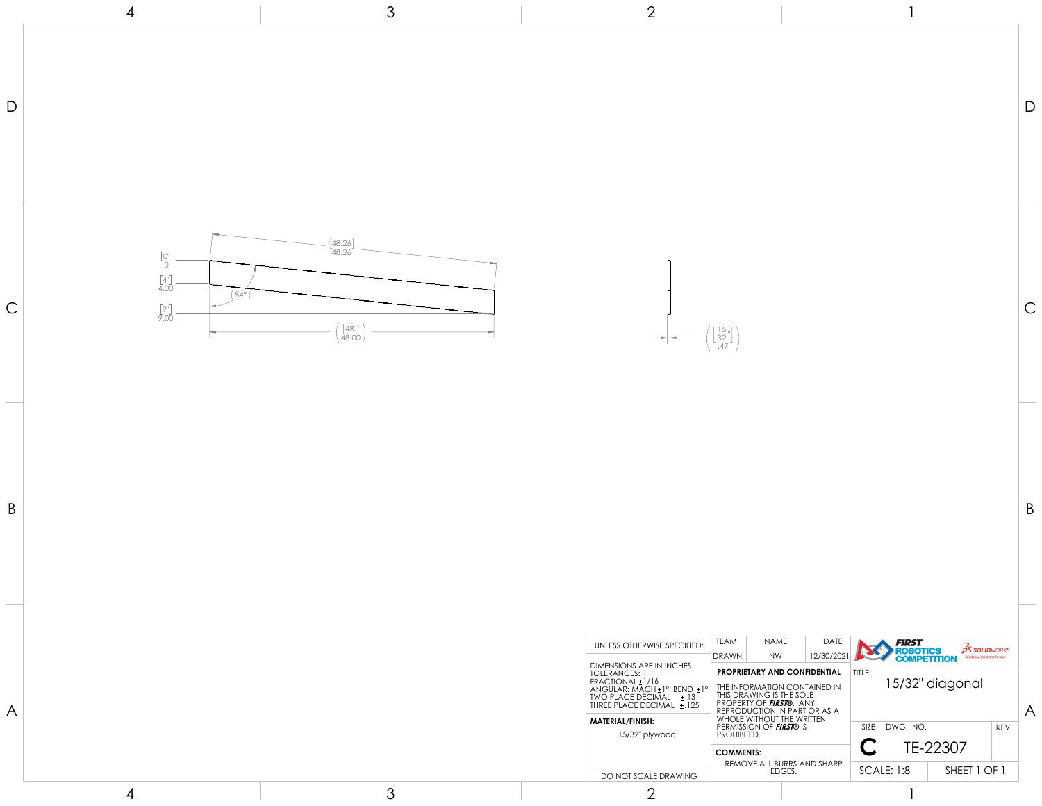[0"]
0

[4"]
4.00

[9"]
9.00

[48.26]
48.26

(84°)

([48"]
48.00)

([15/32"]
.47)

| UNLESS OTHERWISE SPECIFIED: | TEAM | NAME | DATE |
| --- | --- | --- | --- |
| | DRAWN | NW | 12/30/2021 |

DIMENSIONS ARE IN INCHES
TOLERANCES:
FRACTIONAL ±1/16
ANGULAR: MACH ±1° BEND ±1°
TWO PLACE DECIMAL ±.13
THREE PLACE DECIMAL ±.125

**MATERIAL/FINISH:**
15/32" plywood

DO NOT SCALE DRAWING

**PROPRIETARY AND CONFIDENTIAL**

THE INFORMATION CONTAINED IN THIS DRAWING IS THE SOLE PROPERTY OF ***FIRST***®. ANY REPRODUCTION IN PART OR AS A WHOLE WITHOUT THE WRITTEN PERMISSION OF ***FIRST***® IS PROHIBITED.

**COMMENTS:**
REMOVE ALL BURRS AND SHARP EDGES.

***FIRST*** ROBOTICS COMPETITION

SOLIDWORKS Modeling Solutions Partner

TITLE:
15/32" diagonal

| SIZE | DWG. NO. | REV |
| --- | --- | --- |
| C | TE-22307 | |

SCALE: 1:8 SHEET 1 OF 1